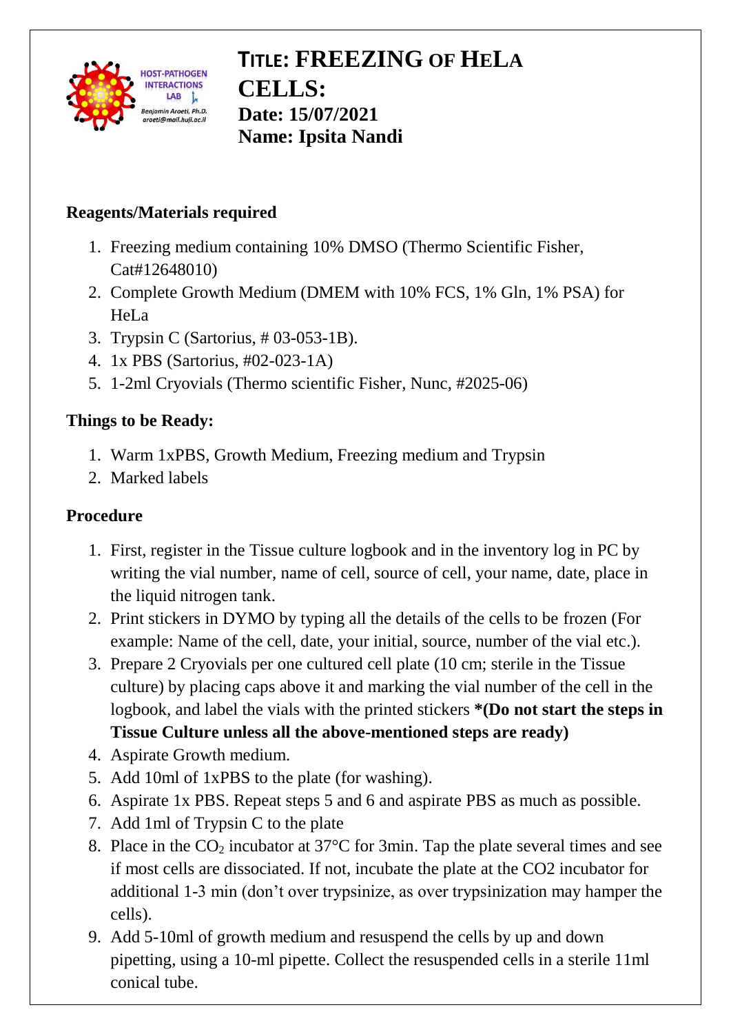Host-Pathogen Interactions Lab
Benjamin Aroeti, Ph.D.
aroeti@mail.huji.ac.il

# TITLE: FREEZING OF HELA CELLS:

**Date: 15/07/2021**

**Name: Ipsita Nandi**

## Reagents/Materials required

1. Freezing medium containing 10% DMSO (Thermo Scientific Fisher, Cat#12648010)
2. Complete Growth Medium (DMEM with 10% FCS, 1% Gln, 1% PSA) for HeLa
3. Trypsin C (Sartorius, # 03-053-1B).
4. 1x PBS (Sartorius, #02-023-1A)
5. 1-2ml Cryovials (Thermo scientific Fisher, Nunc, #2025-06)

## Things to be Ready:

1. Warm 1xPBS, Growth Medium, Freezing medium and Trypsin
2. Marked labels

## Procedure

1. First, register in the Tissue culture logbook and in the inventory log in PC by writing the vial number, name of cell, source of cell, your name, date, place in the liquid nitrogen tank.
2. Print stickers in DYMO by typing all the details of the cells to be frozen (For example: Name of the cell, date, your initial, source, number of the vial etc.).
3. Prepare 2 Cryovials per one cultured cell plate (10 cm; sterile in the Tissue culture) by placing caps above it and marking the vial number of the cell in the logbook, and label the vials with the printed stickers ***(Do not start the steps in Tissue Culture unless all the above-mentioned steps are ready)**
4. Aspirate Growth medium.
5. Add 10ml of 1xPBS to the plate (for washing).
6. Aspirate 1x PBS. Repeat steps 5 and 6 and aspirate PBS as much as possible.
7. Add 1ml of Trypsin C to the plate
8. Place in the $CO_2$ incubator at 37°C for 3min. Tap the plate several times and see if most cells are dissociated. If not, incubate the plate at the CO2 incubator for additional 1-3 min (don't over trypsinize, as over trypsinization may hamper the cells).
9. Add 5-10ml of growth medium and resuspend the cells by up and down pipetting, using a 10-ml pipette. Collect the resuspended cells in a sterile 11ml conical tube.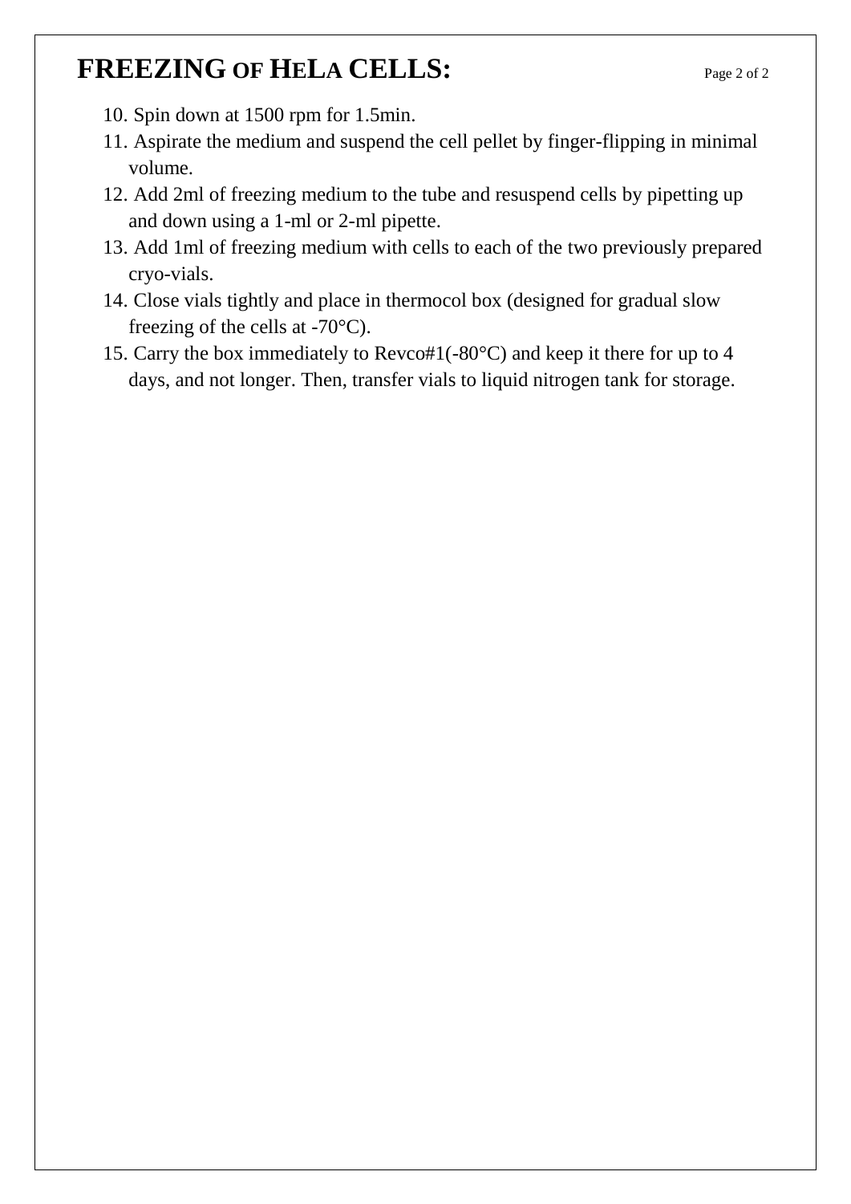# FREEZING OF HELA CELLS:

10. Spin down at 1500 rpm for 1.5min.
11. Aspirate the medium and suspend the cell pellet by finger-flipping in minimal volume.
12. Add 2ml of freezing medium to the tube and resuspend cells by pipetting up and down using a 1-ml or 2-ml pipette.
13. Add 1ml of freezing medium with cells to each of the two previously prepared cryo-vials.
14. Close vials tightly and place in thermocol box (designed for gradual slow freezing of the cells at -70°C).
15. Carry the box immediately to Revco#1(-80°C) and keep it there for up to 4 days, and not longer. Then, transfer vials to liquid nitrogen tank for storage.